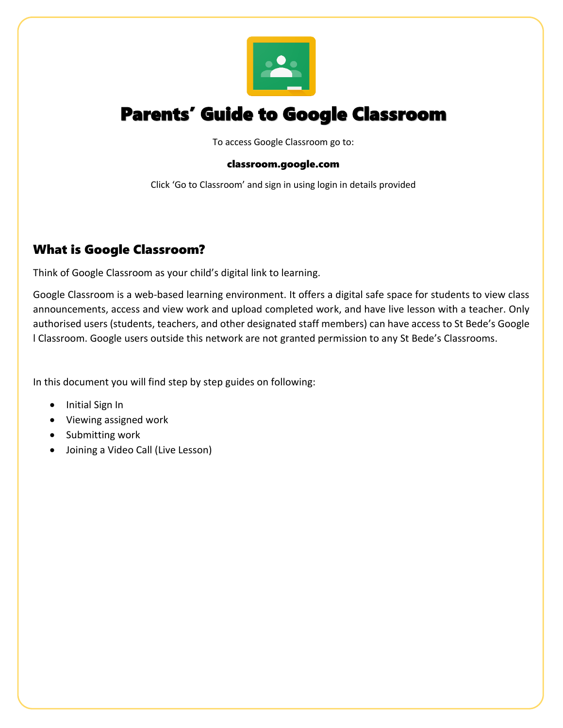# Parents' Guide to Google Classroom

To access Google Classroom go to:

**classroom.google.com**

Click 'Go to Classroom' and sign in using login in details provided

## What is Google Classroom?

Think of Google Classroom as your child's digital link to learning.

Google Classroom is a web-based learning environment. It offers a digital safe space for students to view class announcements, access and view work and upload completed work, and have live lesson with a teacher. Only authorised users (students, teachers, and other designated staff members) can have access to St Bede's Google l Classroom. Google users outside this network are not granted permission to any St Bede's Classrooms.

In this document you will find step by step guides on following:

- Initial Sign In
- Viewing assigned work
- Submitting work
- Joining a Video Call (Live Lesson)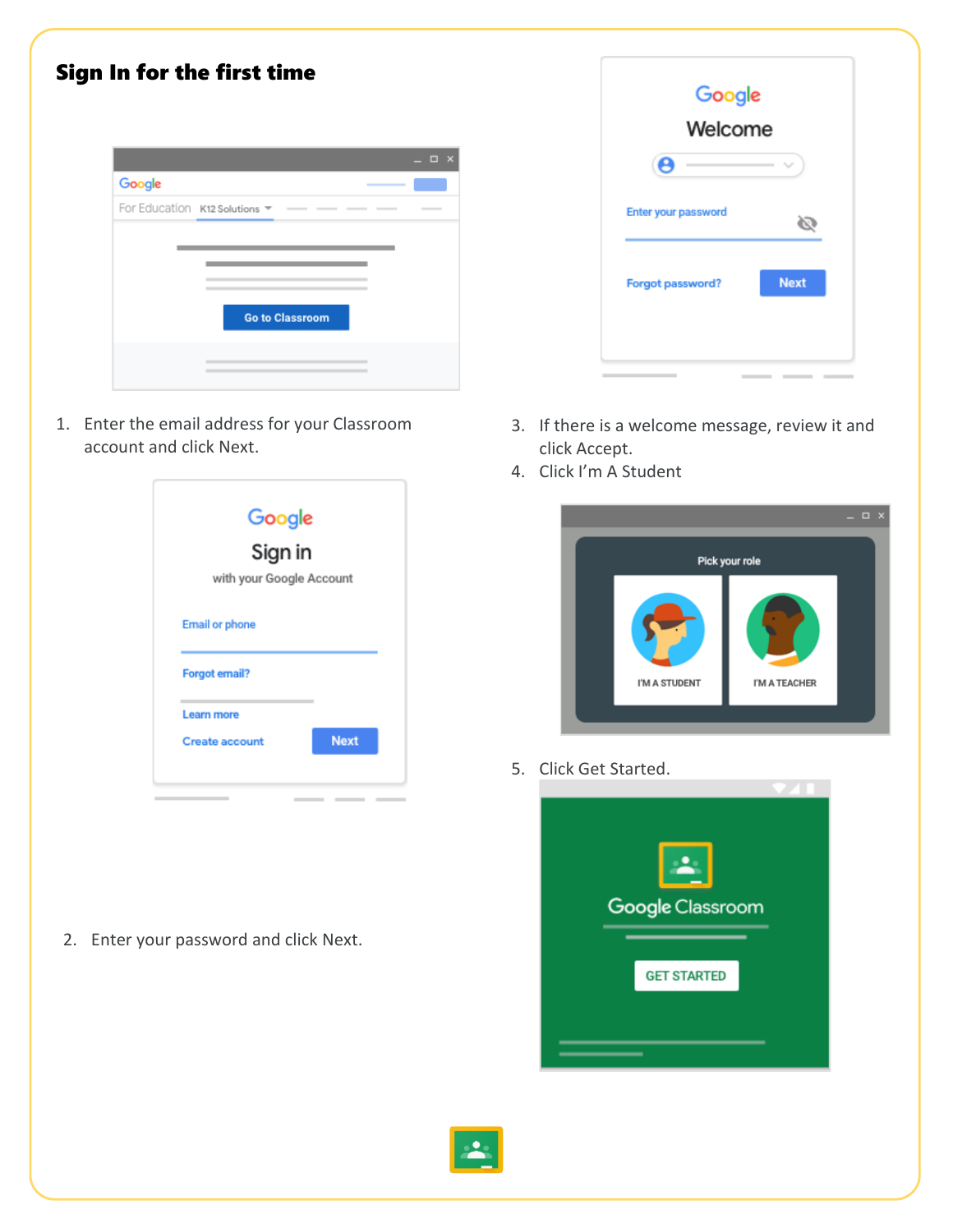## Sign In for the first time

1. Enter the email address for your Classroom account and click Next.
2. Enter your password and click Next.
3. If there is a welcome message, review it and click Accept.
4. Click I'm A Student
5. Click Get Started.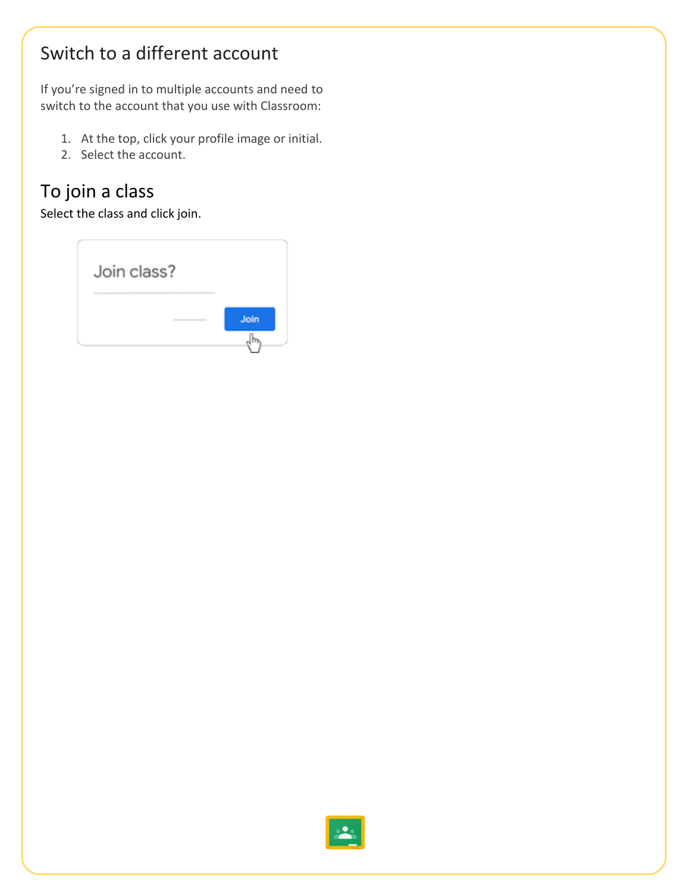## Switch to a different account

If you're signed in to multiple accounts and need to switch to the account that you use with Classroom:

1. At the top, click your profile image or initial.
2. Select the account.

## To join a class

Select the class and click join.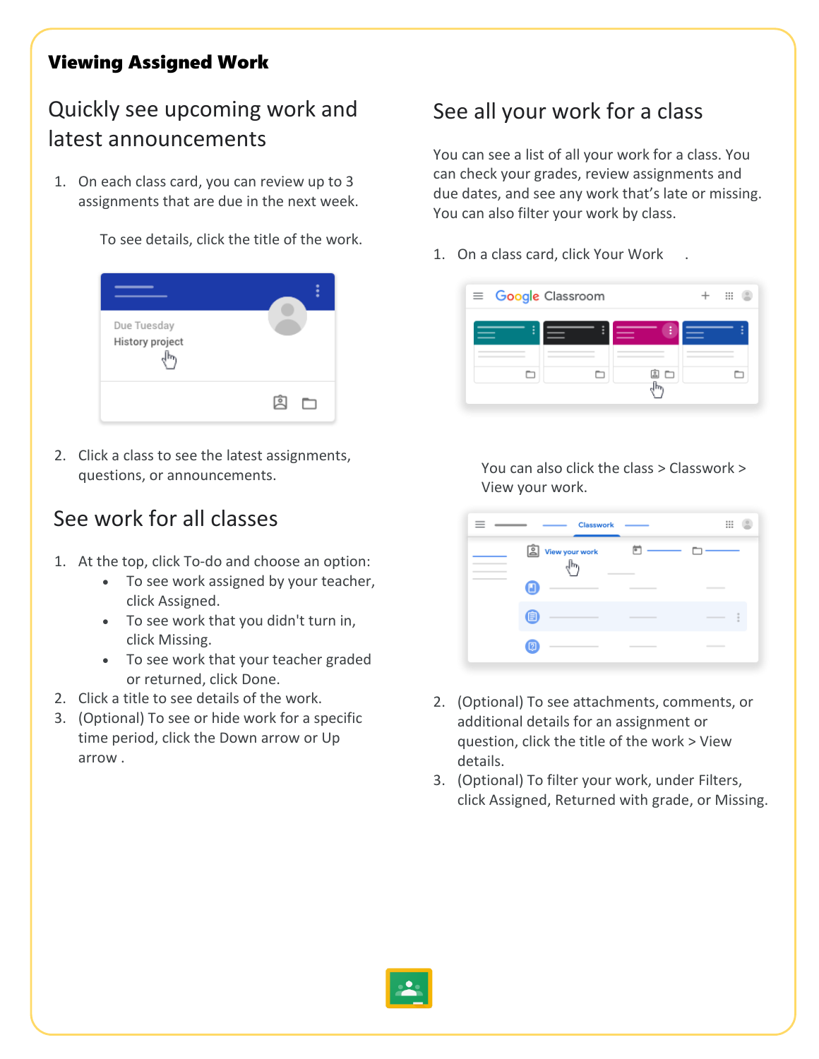# Viewing Assigned Work

## Quickly see upcoming work and latest announcements

1. On each class card, you can review up to 3 assignments that are due in the next week.

   To see details, click the title of the work.

2. Click a class to see the latest assignments, questions, or announcements.

## See work for all classes

1. At the top, click To-do and choose an option:
   - To see work assigned by your teacher, click Assigned.
   - To see work that you didn't turn in, click Missing.
   - To see work that your teacher graded or returned, click Done.
2. Click a title to see details of the work.
3. (Optional) To see or hide work for a specific time period, click the Down arrow or Up arrow .

## See all your work for a class

You can see a list of all your work for a class. You can check your grades, review assignments and due dates, and see any work that's late or missing. You can also filter your work by class.

1. On a class card, click Your Work .

   You can also click the class > Classwork > View your work.

2. (Optional) To see attachments, comments, or additional details for an assignment or question, click the title of the work > View details.
3. (Optional) To filter your work, under Filters, click Assigned, Returned with grade, or Missing.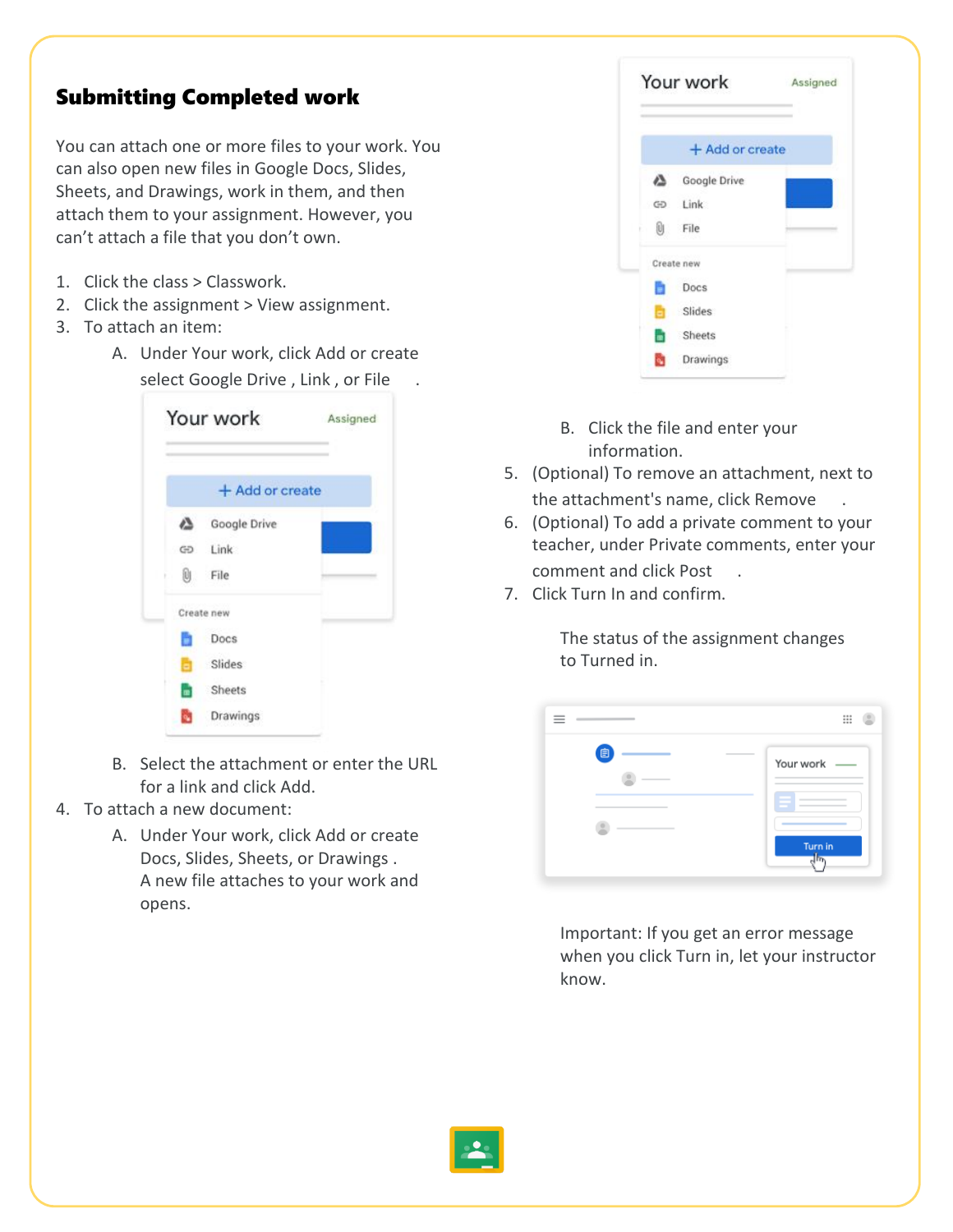## Submitting Completed work

You can attach one or more files to your work. You can also open new files in Google Docs, Slides, Sheets, and Drawings, work in them, and then attach them to your assignment. However, you can't attach a file that you don't own.

1. Click the class > Classwork.
2. Click the assignment > View assignment.
3. To attach an item:
   A. Under Your work, click Add or create select Google Drive , Link , or File .
   B. Select the attachment or enter the URL for a link and click Add.
4. To attach a new document:
   A. Under Your work, click Add or create Docs, Slides, Sheets, or Drawings . A new file attaches to your work and opens.
   B. Click the file and enter your information.
5. (Optional) To remove an attachment, next to the attachment's name, click Remove .
6. (Optional) To add a private comment to your teacher, under Private comments, enter your comment and click Post .
7. Click Turn In and confirm.

The status of the assignment changes to Turned in.

Important: If you get an error message when you click Turn in, let your instructor know.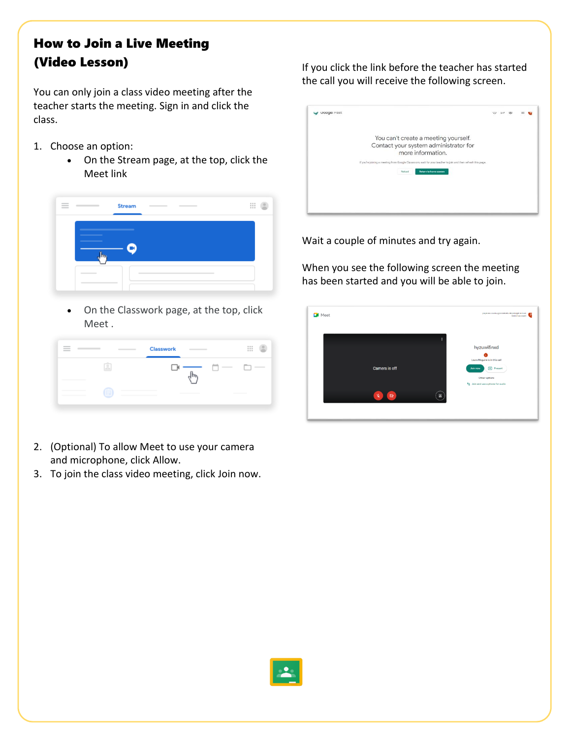# How to Join a Live Meeting (Video Lesson)

You can only join a class video meeting after the teacher starts the meeting. Sign in and click the class.

1. Choose an option:
   - On the Stream page, at the top, click the Meet link
   - On the Classwork page, at the top, click Meet .
2. (Optional) To allow Meet to use your camera and microphone, click Allow.
3. To join the class video meeting, click Join now.

If you click the link before the teacher has started the call you will receive the following screen.

Wait a couple of minutes and try again.

When you see the following screen the meeting has been started and you will be able to join.